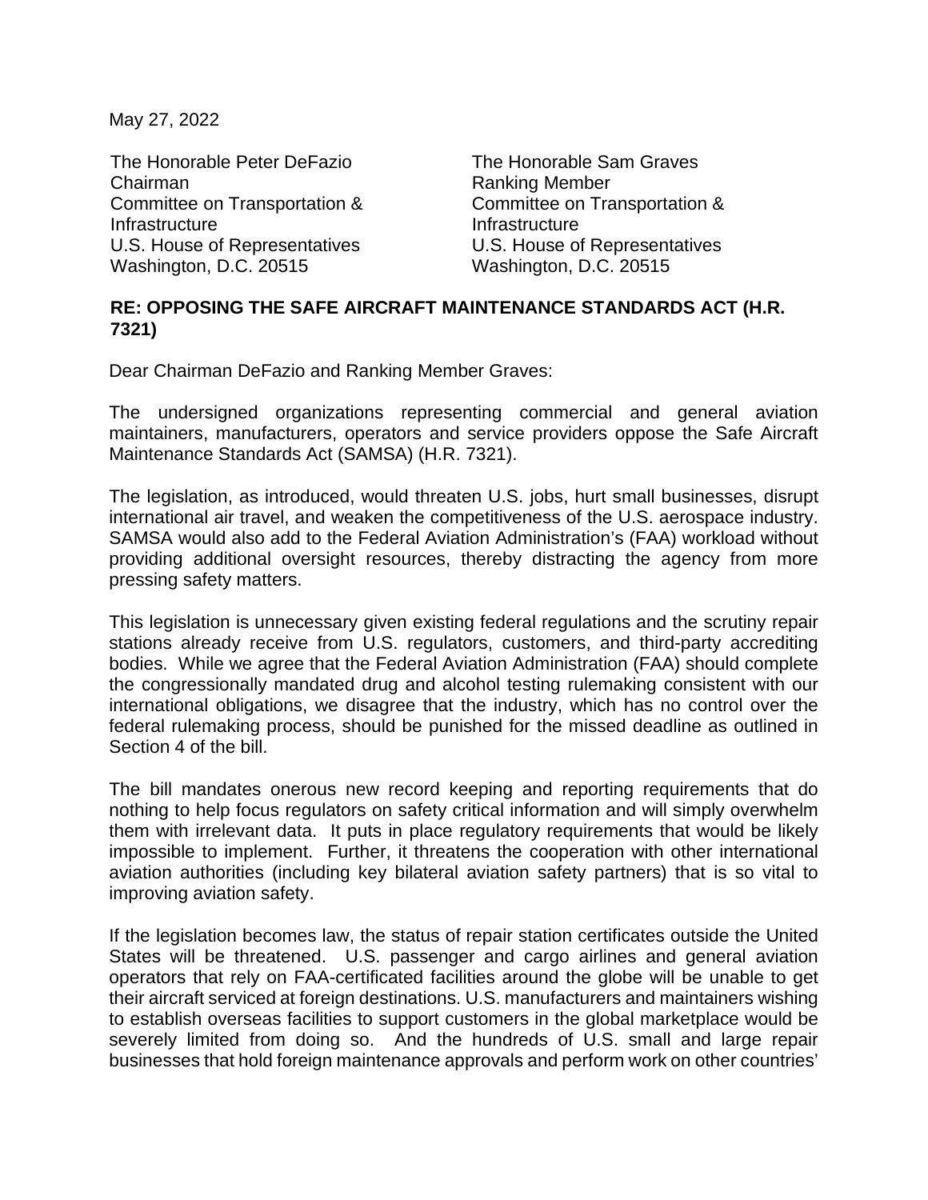May 27, 2022

The Honorable Peter DeFazio
Chairman
Committee on Transportation & Infrastructure
U.S. House of Representatives
Washington, D.C. 20515

The Honorable Sam Graves
Ranking Member
Committee on Transportation & Infrastructure
U.S. House of Representatives
Washington, D.C. 20515

**RE: OPPOSING THE SAFE AIRCRAFT MAINTENANCE STANDARDS ACT (H.R. 7321)**

Dear Chairman DeFazio and Ranking Member Graves:

The undersigned organizations representing commercial and general aviation maintainers, manufacturers, operators and service providers oppose the Safe Aircraft Maintenance Standards Act (SAMSA) (H.R. 7321).

The legislation, as introduced, would threaten U.S. jobs, hurt small businesses, disrupt international air travel, and weaken the competitiveness of the U.S. aerospace industry. SAMSA would also add to the Federal Aviation Administration's (FAA) workload without providing additional oversight resources, thereby distracting the agency from more pressing safety matters.

This legislation is unnecessary given existing federal regulations and the scrutiny repair stations already receive from U.S. regulators, customers, and third-party accrediting bodies. While we agree that the Federal Aviation Administration (FAA) should complete the congressionally mandated drug and alcohol testing rulemaking consistent with our international obligations, we disagree that the industry, which has no control over the federal rulemaking process, should be punished for the missed deadline as outlined in Section 4 of the bill.

The bill mandates onerous new record keeping and reporting requirements that do nothing to help focus regulators on safety critical information and will simply overwhelm them with irrelevant data. It puts in place regulatory requirements that would be likely impossible to implement. Further, it threatens the cooperation with other international aviation authorities (including key bilateral aviation safety partners) that is so vital to improving aviation safety.

If the legislation becomes law, the status of repair station certificates outside the United States will be threatened. U.S. passenger and cargo airlines and general aviation operators that rely on FAA-certificated facilities around the globe will be unable to get their aircraft serviced at foreign destinations. U.S. manufacturers and maintainers wishing to establish overseas facilities to support customers in the global marketplace would be severely limited from doing so. And the hundreds of U.S. small and large repair businesses that hold foreign maintenance approvals and perform work on other countries'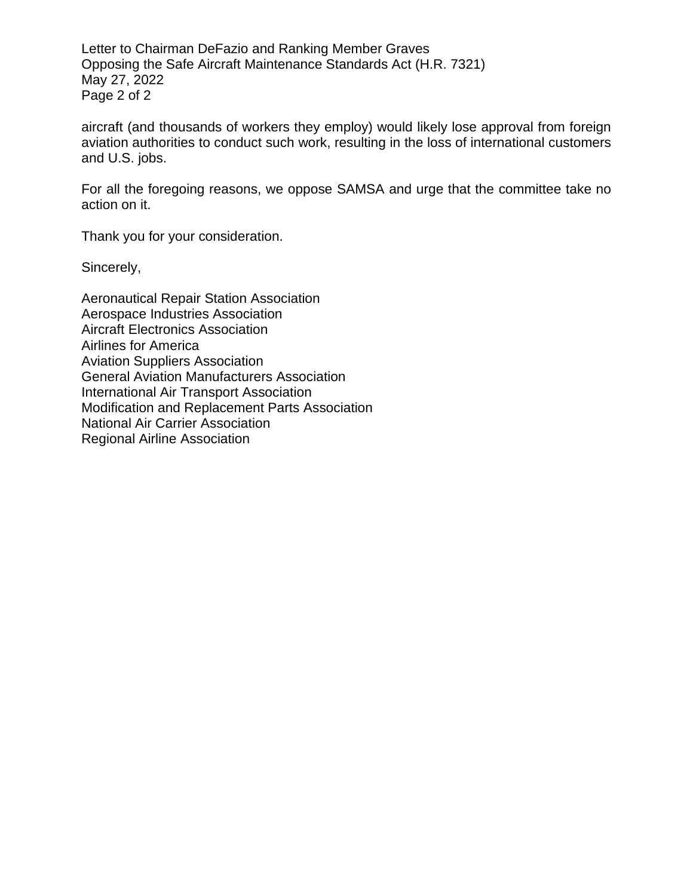aircraft (and thousands of workers they employ) would likely lose approval from foreign aviation authorities to conduct such work, resulting in the loss of international customers and U.S. jobs.

For all the foregoing reasons, we oppose SAMSA and urge that the committee take no action on it.

Thank you for your consideration.

Sincerely,

Aeronautical Repair Station Association
Aerospace Industries Association
Aircraft Electronics Association
Airlines for America
Aviation Suppliers Association
General Aviation Manufacturers Association
International Air Transport Association
Modification and Replacement Parts Association
National Air Carrier Association
Regional Airline Association